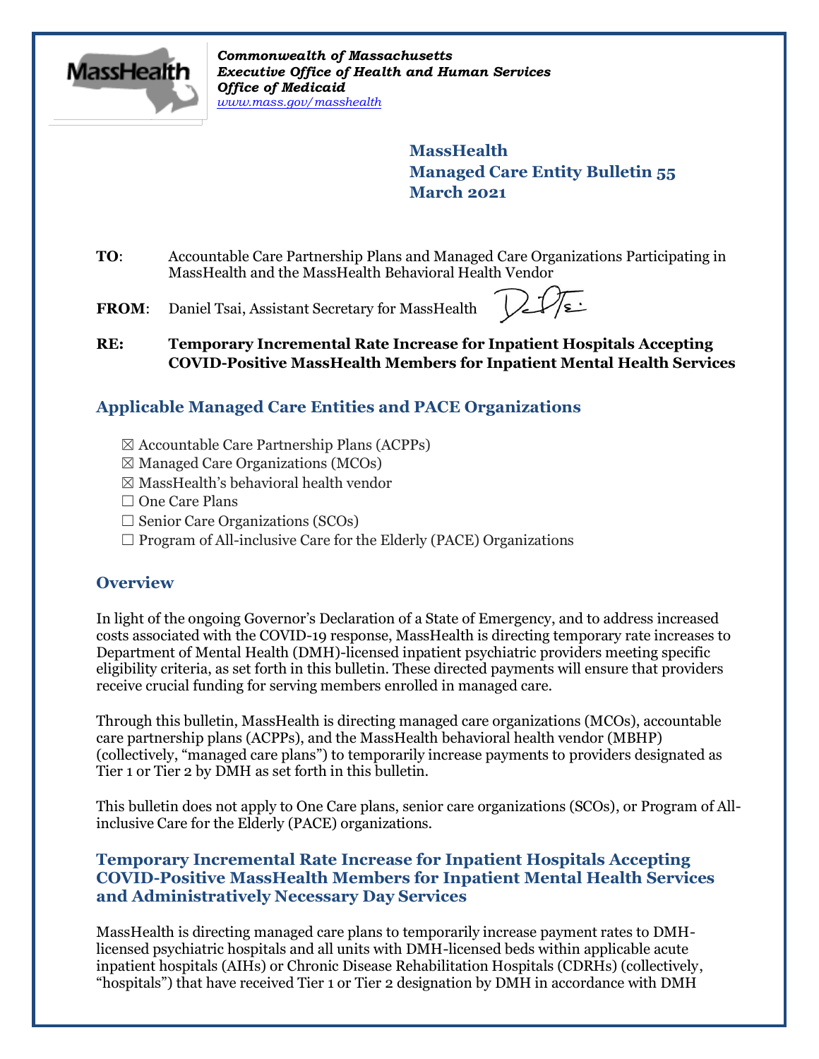*Commonwealth of Massachusetts*
*Executive Office of Health and Human Services*
*Office of Medicaid*
*www.mass.gov/masshealth*

**MassHealth**
**Managed Care Entity Bulletin 55**
**March 2021**

**TO**: Accountable Care Partnership Plans and Managed Care Organizations Participating in MassHealth and the MassHealth Behavioral Health Vendor

**FROM**: Daniel Tsai, Assistant Secretary for MassHealth

**RE: Temporary Incremental Rate Increase for Inpatient Hospitals Accepting COVID-Positive MassHealth Members for Inpatient Mental Health Services**

## Applicable Managed Care Entities and PACE Organizations

- ☒ Accountable Care Partnership Plans (ACPPs)
- ☒ Managed Care Organizations (MCOs)
- ☒ MassHealth's behavioral health vendor
- ☐ One Care Plans
- ☐ Senior Care Organizations (SCOs)
- ☐ Program of All-inclusive Care for the Elderly (PACE) Organizations

## Overview

In light of the ongoing Governor's Declaration of a State of Emergency, and to address increased costs associated with the COVID-19 response, MassHealth is directing temporary rate increases to Department of Mental Health (DMH)-licensed inpatient psychiatric providers meeting specific eligibility criteria, as set forth in this bulletin. These directed payments will ensure that providers receive crucial funding for serving members enrolled in managed care.

Through this bulletin, MassHealth is directing managed care organizations (MCOs), accountable care partnership plans (ACPPs), and the MassHealth behavioral health vendor (MBHP) (collectively, "managed care plans") to temporarily increase payments to providers designated as Tier 1 or Tier 2 by DMH as set forth in this bulletin.

This bulletin does not apply to One Care plans, senior care organizations (SCOs), or Program of All-inclusive Care for the Elderly (PACE) organizations.

## Temporary Incremental Rate Increase for Inpatient Hospitals Accepting COVID-Positive MassHealth Members for Inpatient Mental Health Services and Administratively Necessary Day Services

MassHealth is directing managed care plans to temporarily increase payment rates to DMH-licensed psychiatric hospitals and all units with DMH-licensed beds within applicable acute inpatient hospitals (AIHs) or Chronic Disease Rehabilitation Hospitals (CDRHs) (collectively, "hospitals") that have received Tier 1 or Tier 2 designation by DMH in accordance with DMH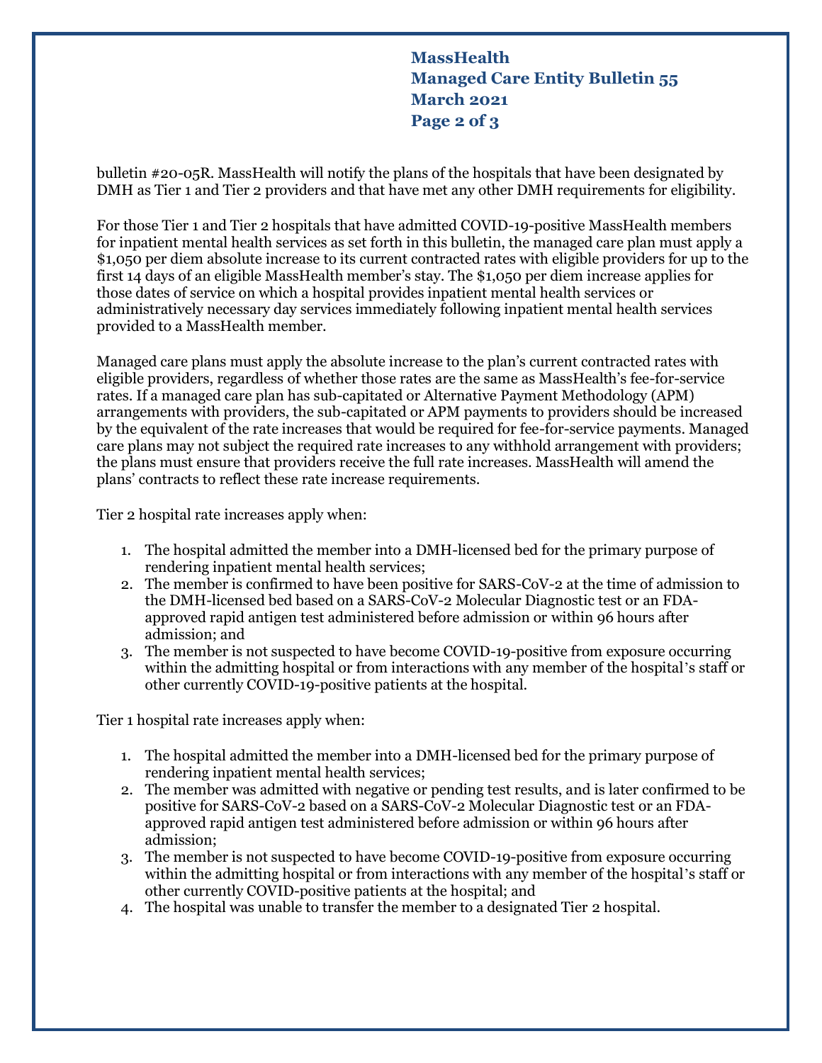bulletin #20-05R. MassHealth will notify the plans of the hospitals that have been designated by DMH as Tier 1 and Tier 2 providers and that have met any other DMH requirements for eligibility.

For those Tier 1 and Tier 2 hospitals that have admitted COVID-19-positive MassHealth members for inpatient mental health services as set forth in this bulletin, the managed care plan must apply a $1,050 per diem absolute increase to its current contracted rates with eligible providers for up to the first 14 days of an eligible MassHealth member's stay. The $1,050 per diem increase applies for those dates of service on which a hospital provides inpatient mental health services or administratively necessary day services immediately following inpatient mental health services provided to a MassHealth member.

Managed care plans must apply the absolute increase to the plan's current contracted rates with eligible providers, regardless of whether those rates are the same as MassHealth's fee-for-service rates. If a managed care plan has sub-capitated or Alternative Payment Methodology (APM) arrangements with providers, the sub-capitated or APM payments to providers should be increased by the equivalent of the rate increases that would be required for fee-for-service payments. Managed care plans may not subject the required rate increases to any withhold arrangement with providers; the plans must ensure that providers receive the full rate increases. MassHealth will amend the plans' contracts to reflect these rate increase requirements.

Tier 2 hospital rate increases apply when:

1. The hospital admitted the member into a DMH-licensed bed for the primary purpose of rendering inpatient mental health services;
2. The member is confirmed to have been positive for SARS-CoV-2 at the time of admission to the DMH-licensed bed based on a SARS-CoV-2 Molecular Diagnostic test or an FDA-approved rapid antigen test administered before admission or within 96 hours after admission; and
3. The member is not suspected to have become COVID-19-positive from exposure occurring within the admitting hospital or from interactions with any member of the hospital's staff or other currently COVID-19-positive patients at the hospital.

Tier 1 hospital rate increases apply when:

1. The hospital admitted the member into a DMH-licensed bed for the primary purpose of rendering inpatient mental health services;
2. The member was admitted with negative or pending test results, and is later confirmed to be positive for SARS-CoV-2 based on a SARS-CoV-2 Molecular Diagnostic test or an FDA-approved rapid antigen test administered before admission or within 96 hours after admission;
3. The member is not suspected to have become COVID-19-positive from exposure occurring within the admitting hospital or from interactions with any member of the hospital's staff or other currently COVID-positive patients at the hospital; and
4. The hospital was unable to transfer the member to a designated Tier 2 hospital.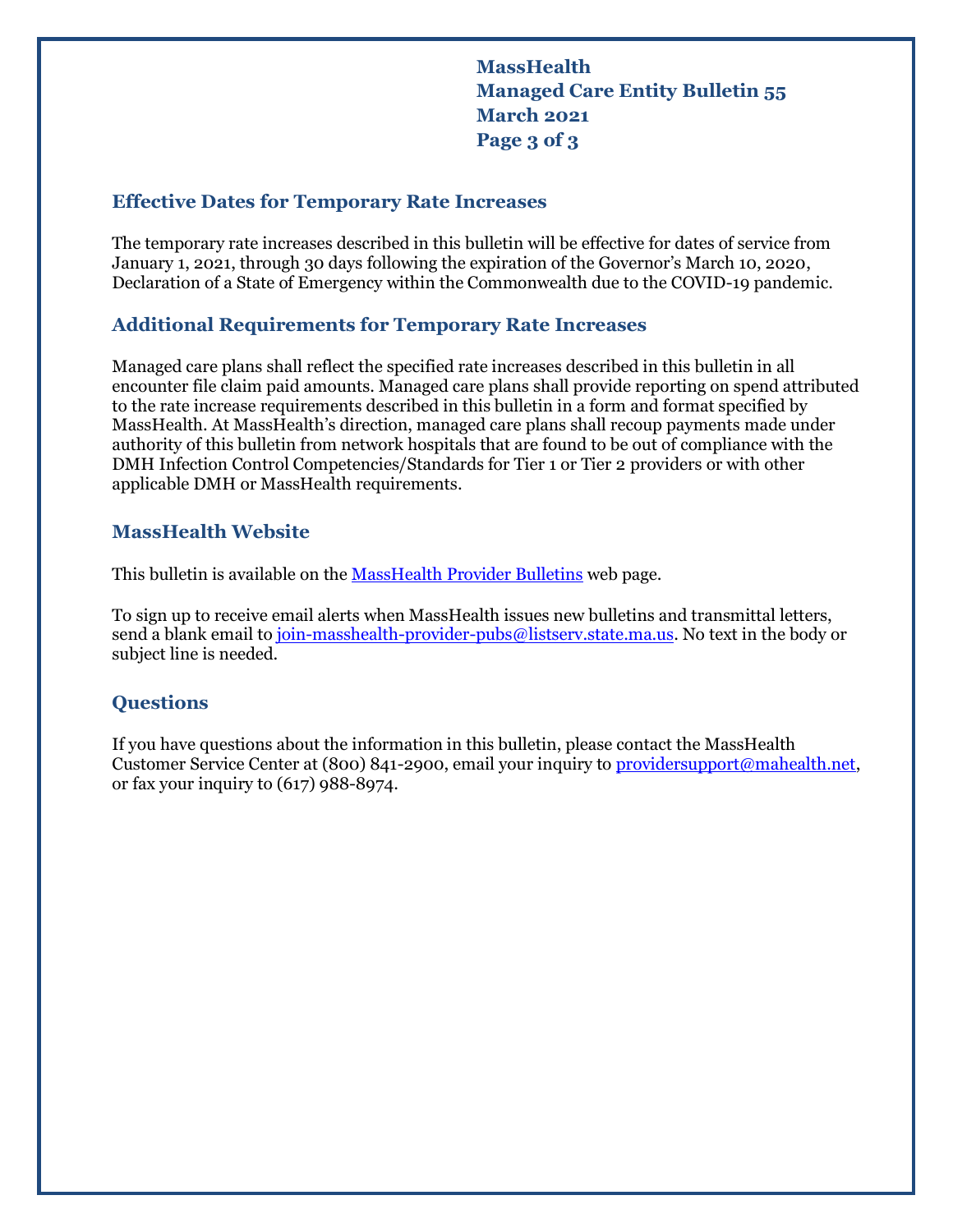## Effective Dates for Temporary Rate Increases

The temporary rate increases described in this bulletin will be effective for dates of service from January 1, 2021, through 30 days following the expiration of the Governor's March 10, 2020, Declaration of a State of Emergency within the Commonwealth due to the COVID-19 pandemic.

## Additional Requirements for Temporary Rate Increases

Managed care plans shall reflect the specified rate increases described in this bulletin in all encounter file claim paid amounts. Managed care plans shall provide reporting on spend attributed to the rate increase requirements described in this bulletin in a form and format specified by MassHealth. At MassHealth's direction, managed care plans shall recoup payments made under authority of this bulletin from network hospitals that are found to be out of compliance with the DMH Infection Control Competencies/Standards for Tier 1 or Tier 2 providers or with other applicable DMH or MassHealth requirements.

## MassHealth Website

This bulletin is available on the [MassHealth Provider Bulletins] web page.

To sign up to receive email alerts when MassHealth issues new bulletins and transmittal letters, send a blank email to join-masshealth-provider-pubs@listserv.state.ma.us. No text in the body or subject line is needed.

## Questions

If you have questions about the information in this bulletin, please contact the MassHealth Customer Service Center at (800) 841-2900, email your inquiry to providersupport@mahealth.net, or fax your inquiry to (617) 988-8974.